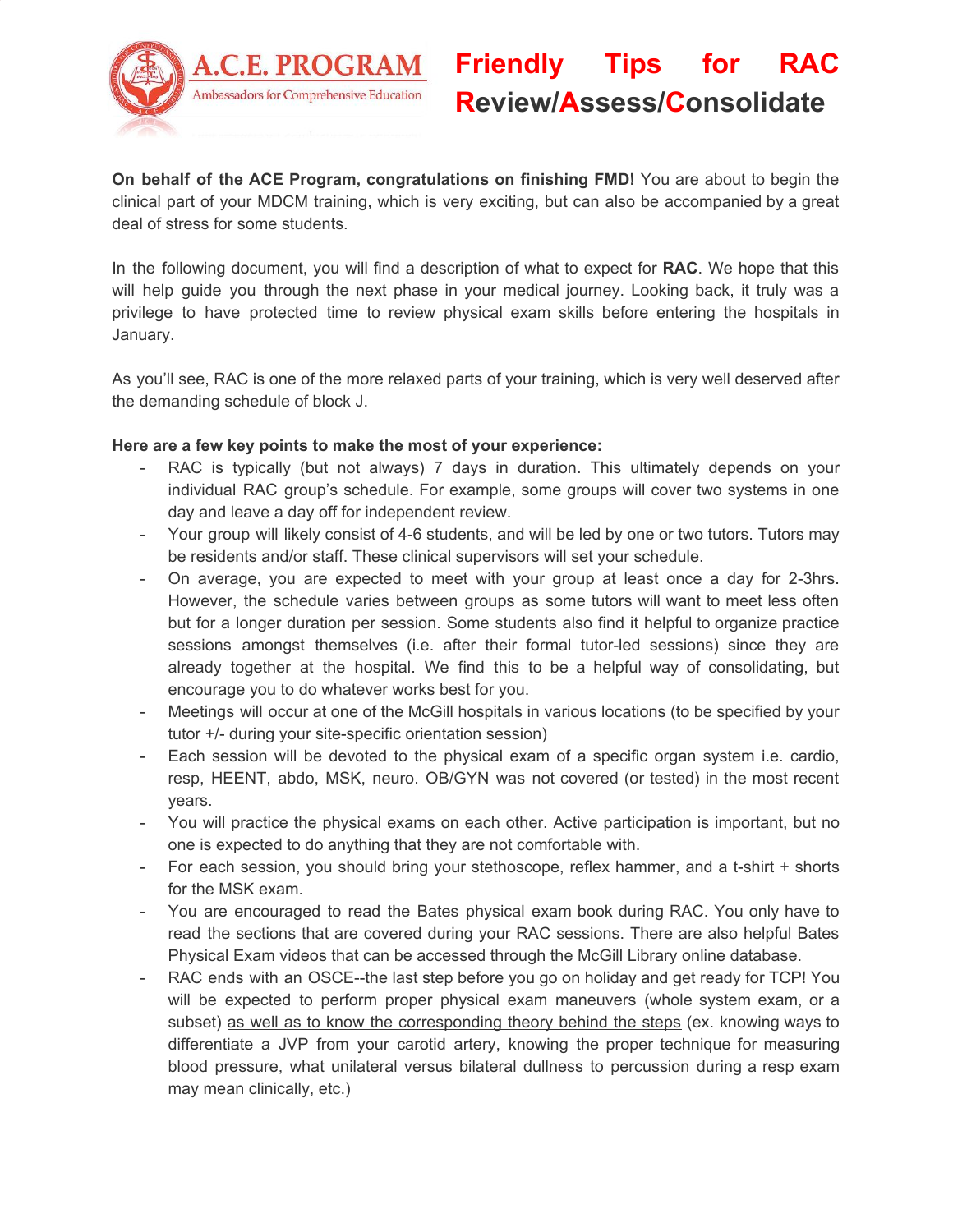A.C.E. PROGRAM
Ambassadors for Comprehensive Education

# Friendly Tips for RAC Review/Assess/Consolidate

**On behalf of the ACE Program, congratulations on finishing FMD!** You are about to begin the clinical part of your MDCM training, which is very exciting, but can also be accompanied by a great deal of stress for some students.

In the following document, you will find a description of what to expect for **RAC**. We hope that this will help guide you through the next phase in your medical journey. Looking back, it truly was a privilege to have protected time to review physical exam skills before entering the hospitals in January.

As you'll see, RAC is one of the more relaxed parts of your training, which is very well deserved after the demanding schedule of block J.

**Here are a few key points to make the most of your experience:**

- RAC is typically (but not always) 7 days in duration. This ultimately depends on your individual RAC group's schedule. For example, some groups will cover two systems in one day and leave a day off for independent review.
- Your group will likely consist of 4-6 students, and will be led by one or two tutors. Tutors may be residents and/or staff. These clinical supervisors will set your schedule.
- On average, you are expected to meet with your group at least once a day for 2-3hrs. However, the schedule varies between groups as some tutors will want to meet less often but for a longer duration per session. Some students also find it helpful to organize practice sessions amongst themselves (i.e. after their formal tutor-led sessions) since they are already together at the hospital. We find this to be a helpful way of consolidating, but encourage you to do whatever works best for you.
- Meetings will occur at one of the McGill hospitals in various locations (to be specified by your tutor +/- during your site-specific orientation session)
- Each session will be devoted to the physical exam of a specific organ system i.e. cardio, resp, HEENT, abdo, MSK, neuro. OB/GYN was not covered (or tested) in the most recent years.
- You will practice the physical exams on each other. Active participation is important, but no one is expected to do anything that they are not comfortable with.
- For each session, you should bring your stethoscope, reflex hammer, and a t-shirt + shorts for the MSK exam.
- You are encouraged to read the Bates physical exam book during RAC. You only have to read the sections that are covered during your RAC sessions. There are also helpful Bates Physical Exam videos that can be accessed through the McGill Library online database.
- RAC ends with an OSCE--the last step before you go on holiday and get ready for TCP! You will be expected to perform proper physical exam maneuvers (whole system exam, or a subset) <u>as well as to know the corresponding theory behind the steps</u> (ex. knowing ways to differentiate a JVP from your carotid artery, knowing the proper technique for measuring blood pressure, what unilateral versus bilateral dullness to percussion during a resp exam may mean clinically, etc.)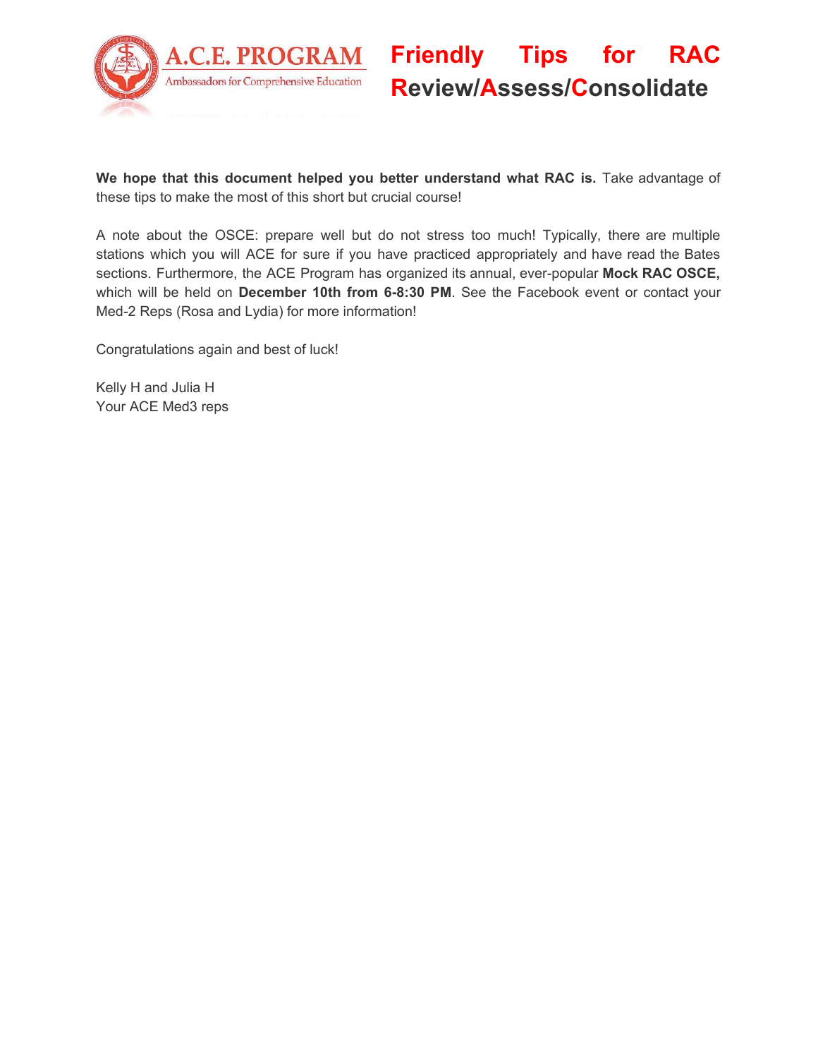# Friendly Tips for RAC Review/Assess/Consolidate

**We hope that this document helped you better understand what RAC is.** Take advantage of these tips to make the most of this short but crucial course!

A note about the OSCE: prepare well but do not stress too much! Typically, there are multiple stations which you will ACE for sure if you have practiced appropriately and have read the Bates sections. Furthermore, the ACE Program has organized its annual, ever-popular **Mock RAC OSCE,** which will be held on **December 10th from 6-8:30 PM**. See the Facebook event or contact your Med-2 Reps (Rosa and Lydia) for more information!

Congratulations again and best of luck!

Kelly H and Julia H
Your ACE Med3 reps